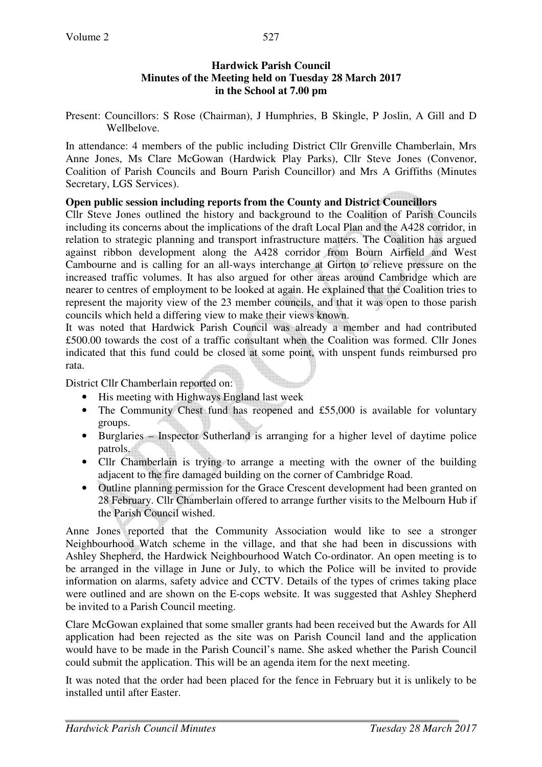**Hardwick Parish Council**
**Minutes of the Meeting held on Tuesday 28 March 2017**
**in the School at 7.00 pm**

Present: Councillors: S Rose (Chairman), J Humphries, B Skingle, P Joslin, A Gill and D Wellbelove.

In attendance: 4 members of the public including District Cllr Grenville Chamberlain, Mrs Anne Jones, Ms Clare McGowan (Hardwick Play Parks), Cllr Steve Jones (Convenor, Coalition of Parish Councils and Bourn Parish Councillor) and Mrs A Griffiths (Minutes Secretary, LGS Services).

**Open public session including reports from the County and District Councillors**

Cllr Steve Jones outlined the history and background to the Coalition of Parish Councils including its concerns about the implications of the draft Local Plan and the A428 corridor, in relation to strategic planning and transport infrastructure matters. The Coalition has argued against ribbon development along the A428 corridor from Bourn Airfield and West Cambourne and is calling for an all-ways interchange at Girton to relieve pressure on the increased traffic volumes. It has also argued for other areas around Cambridge which are nearer to centres of employment to be looked at again. He explained that the Coalition tries to represent the majority view of the 23 member councils, and that it was open to those parish councils which held a differing view to make their views known.

It was noted that Hardwick Parish Council was already a member and had contributed £500.00 towards the cost of a traffic consultant when the Coalition was formed. Cllr Jones indicated that this fund could be closed at some point, with unspent funds reimbursed pro rata.

District Cllr Chamberlain reported on:

- His meeting with Highways England last week
- The Community Chest fund has reopened and £55,000 is available for voluntary groups.
- Burglaries – Inspector Sutherland is arranging for a higher level of daytime police patrols.
- Cllr Chamberlain is trying to arrange a meeting with the owner of the building adjacent to the fire damaged building on the corner of Cambridge Road.
- Outline planning permission for the Grace Crescent development had been granted on 28 February. Cllr Chamberlain offered to arrange further visits to the Melbourn Hub if the Parish Council wished.

Anne Jones reported that the Community Association would like to see a stronger Neighbourhood Watch scheme in the village, and that she had been in discussions with Ashley Shepherd, the Hardwick Neighbourhood Watch Co-ordinator. An open meeting is to be arranged in the village in June or July, to which the Police will be invited to provide information on alarms, safety advice and CCTV. Details of the types of crimes taking place were outlined and are shown on the E-cops website. It was suggested that Ashley Shepherd be invited to a Parish Council meeting.

Clare McGowan explained that some smaller grants had been received but the Awards for All application had been rejected as the site was on Parish Council land and the application would have to be made in the Parish Council's name. She asked whether the Parish Council could submit the application. This will be an agenda item for the next meeting.

It was noted that the order had been placed for the fence in February but it is unlikely to be installed until after Easter.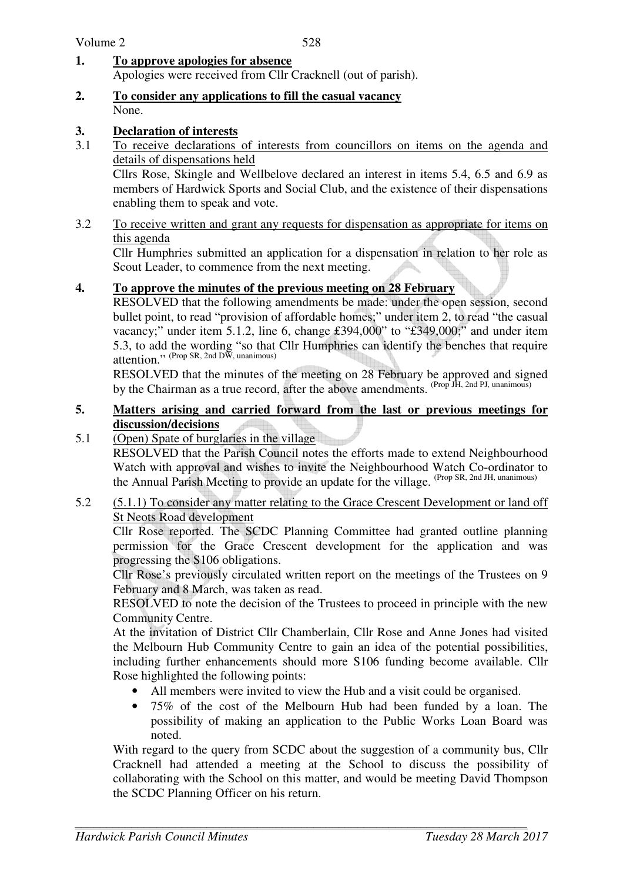**1. To approve apologies for absence**

Apologies were received from Cllr Cracknell (out of parish).

**2. To consider any applications to fill the casual vacancy**

None.

**3. Declaration of interests**

3.1 To receive declarations of interests from councillors on items on the agenda and details of dispensations held

Cllrs Rose, Skingle and Wellbelove declared an interest in items 5.4, 6.5 and 6.9 as members of Hardwick Sports and Social Club, and the existence of their dispensations enabling them to speak and vote.

3.2 To receive written and grant any requests for dispensation as appropriate for items on this agenda

Cllr Humphries submitted an application for a dispensation in relation to her role as Scout Leader, to commence from the next meeting.

**4. To approve the minutes of the previous meeting on 28 February**

RESOLVED that the following amendments be made: under the open session, second bullet point, to read "provision of affordable homes;" under item 2, to read "the casual vacancy;" under item 5.1.2, line 6, change £394,000" to "£349,000;" and under item 5.3, to add the wording "so that Cllr Humphries can identify the benches that require attention." (Prop SR, 2nd DW, unanimous)

RESOLVED that the minutes of the meeting on 28 February be approved and signed by the Chairman as a true record, after the above amendments. (Prop JH, 2nd PJ, unanimous)

**5. Matters arising and carried forward from the last or previous meetings for discussion/decisions**

5.1 (Open) Spate of burglaries in the village

RESOLVED that the Parish Council notes the efforts made to extend Neighbourhood Watch with approval and wishes to invite the Neighbourhood Watch Co-ordinator to the Annual Parish Meeting to provide an update for the village. (Prop SR, 2nd JH, unanimous)

5.2 (5.1.1) To consider any matter relating to the Grace Crescent Development or land off St Neots Road development

Cllr Rose reported. The SCDC Planning Committee had granted outline planning permission for the Grace Crescent development for the application and was progressing the S106 obligations.

Cllr Rose's previously circulated written report on the meetings of the Trustees on 9 February and 8 March, was taken as read.

RESOLVED to note the decision of the Trustees to proceed in principle with the new Community Centre.

At the invitation of District Cllr Chamberlain, Cllr Rose and Anne Jones had visited the Melbourn Hub Community Centre to gain an idea of the potential possibilities, including further enhancements should more S106 funding become available. Cllr Rose highlighted the following points:

- All members were invited to view the Hub and a visit could be organised.
- 75% of the cost of the Melbourn Hub had been funded by a loan. The possibility of making an application to the Public Works Loan Board was noted.

With regard to the query from SCDC about the suggestion of a community bus, Cllr Cracknell had attended a meeting at the School to discuss the possibility of collaborating with the School on this matter, and would be meeting David Thompson the SCDC Planning Officer on his return.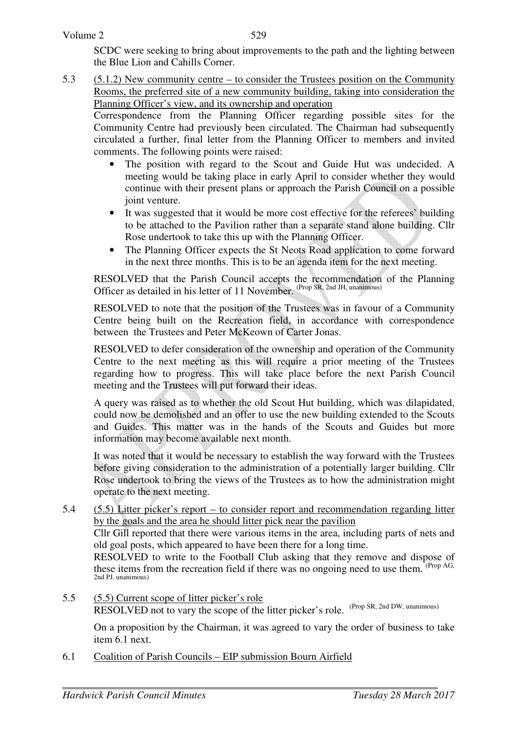SCDC were seeking to bring about improvements to the path and the lighting between the Blue Lion and Cahills Corner.

5.3 <u>(5.1.2) New community centre – to consider the Trustees position on the Community Rooms, the preferred site of a new community building, taking into consideration the Planning Officer's view, and its ownership and operation</u>

Correspondence from the Planning Officer regarding possible sites for the Community Centre had previously been circulated. The Chairman had subsequently circulated a further, final letter from the Planning Officer to members and invited comments. The following points were raised:

- The position with regard to the Scout and Guide Hut was undecided. A meeting would be taking place in early April to consider whether they would continue with their present plans or approach the Parish Council on a possible joint venture.
- It was suggested that it would be more cost effective for the referees' building to be attached to the Pavilion rather than a separate stand alone building. Cllr Rose undertook to take this up with the Planning Officer.
- The Planning Officer expects the St Neots Road application to come forward in the next three months. This is to be an agenda item for the next meeting.

RESOLVED that the Parish Council accepts the recommendation of the Planning Officer as detailed in his letter of 11 November. (Prop SR, 2nd JH, unanimous)

RESOLVED to note that the position of the Trustees was in favour of a Community Centre being built on the Recreation field, in accordance with correspondence between the Trustees and Peter McKeown of Carter Jonas.

RESOLVED to defer consideration of the ownership and operation of the Community Centre to the next meeting as this will require a prior meeting of the Trustees regarding how to progress. This will take place before the next Parish Council meeting and the Trustees will put forward their ideas.

A query was raised as to whether the old Scout Hut building, which was dilapidated, could now be demolished and an offer to use the new building extended to the Scouts and Guides. This matter was in the hands of the Scouts and Guides but more information may become available next month.

It was noted that it would be necessary to establish the way forward with the Trustees before giving consideration to the administration of a potentially larger building. Cllr Rose undertook to bring the views of the Trustees as to how the administration might operate to the next meeting.

5.4 <u>(5.5) Litter picker's report – to consider report and recommendation regarding litter by the goals and the area he should litter pick near the pavilion</u>

Cllr Gill reported that there were various items in the area, including parts of nets and old goal posts, which appeared to have been there for a long time.

RESOLVED to write to the Football Club asking that they remove and dispose of these items from the recreation field if there was no ongoing need to use them. (Prop AG, 2nd PJ, unanimous)

5.5 <u>(5.5) Current scope of litter picker's role</u>

RESOLVED not to vary the scope of the litter picker's role. (Prop SR, 2nd DW, unanimous)

On a proposition by the Chairman, it was agreed to vary the order of business to take item 6.1 next.

6.1 <u>Coalition of Parish Councils – EIP submission Bourn Airfield</u>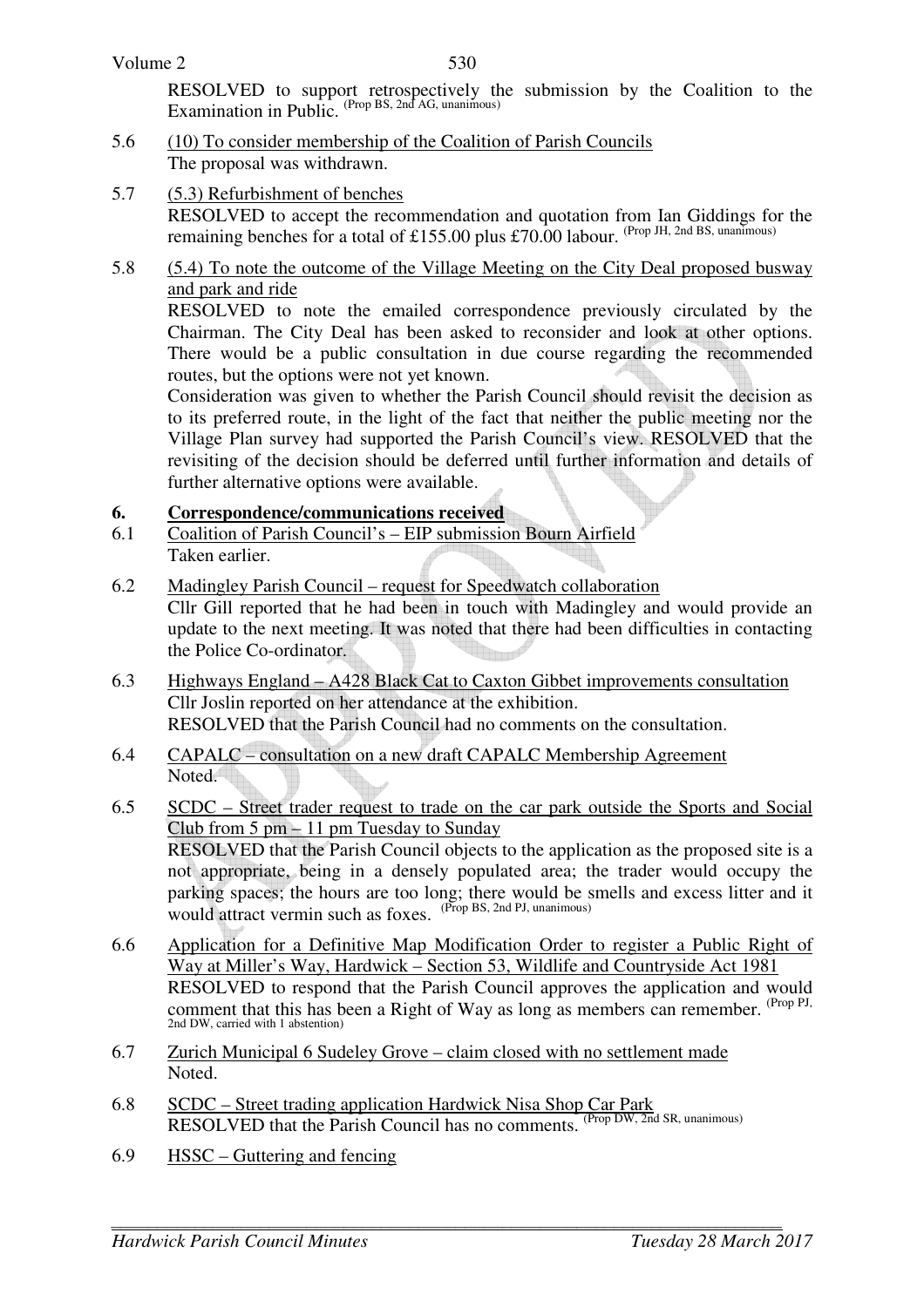RESOLVED to support retrospectively the submission by the Coalition to the Examination in Public. (Prop BS, 2nd AG, unanimous)

5.6 (10) To consider membership of the Coalition of Parish Councils
The proposal was withdrawn.

5.7 (5.3) Refurbishment of benches
RESOLVED to accept the recommendation and quotation from Ian Giddings for the remaining benches for a total of £155.00 plus £70.00 labour. (Prop JH, 2nd BS, unanimous)

5.8 (5.4) To note the outcome of the Village Meeting on the City Deal proposed busway and park and ride
RESOLVED to note the emailed correspondence previously circulated by the Chairman. The City Deal has been asked to reconsider and look at other options. There would be a public consultation in due course regarding the recommended routes, but the options were not yet known.
Consideration was given to whether the Parish Council should revisit the decision as to its preferred route, in the light of the fact that neither the public meeting nor the Village Plan survey had supported the Parish Council's view. RESOLVED that the revisiting of the decision should be deferred until further information and details of further alternative options were available.

## 6. Correspondence/communications received

6.1 Coalition of Parish Council's – EIP submission Bourn Airfield
Taken earlier.

6.2 Madingley Parish Council – request for Speedwatch collaboration
Cllr Gill reported that he had been in touch with Madingley and would provide an update to the next meeting. It was noted that there had been difficulties in contacting the Police Co-ordinator.

6.3 Highways England – A428 Black Cat to Caxton Gibbet improvements consultation
Cllr Joslin reported on her attendance at the exhibition.
RESOLVED that the Parish Council had no comments on the consultation.

6.4 CAPALC – consultation on a new draft CAPALC Membership Agreement
Noted.

6.5 SCDC – Street trader request to trade on the car park outside the Sports and Social Club from 5 pm – 11 pm Tuesday to Sunday
RESOLVED that the Parish Council objects to the application as the proposed site is a not appropriate, being in a densely populated area; the trader would occupy the parking spaces; the hours are too long; there would be smells and excess litter and it would attract vermin such as foxes. (Prop BS, 2nd PJ, unanimous)

6.6 Application for a Definitive Map Modification Order to register a Public Right of Way at Miller's Way, Hardwick – Section 53, Wildlife and Countryside Act 1981
RESOLVED to respond that the Parish Council approves the application and would comment that this has been a Right of Way as long as members can remember. (Prop PJ, 2nd DW, carried with 1 abstention)

6.7 Zurich Municipal 6 Sudeley Grove – claim closed with no settlement made
Noted.

6.8 SCDC – Street trading application Hardwick Nisa Shop Car Park
RESOLVED that the Parish Council has no comments. (Prop DW, 2nd SR, unanimous)

6.9 HSSC – Guttering and fencing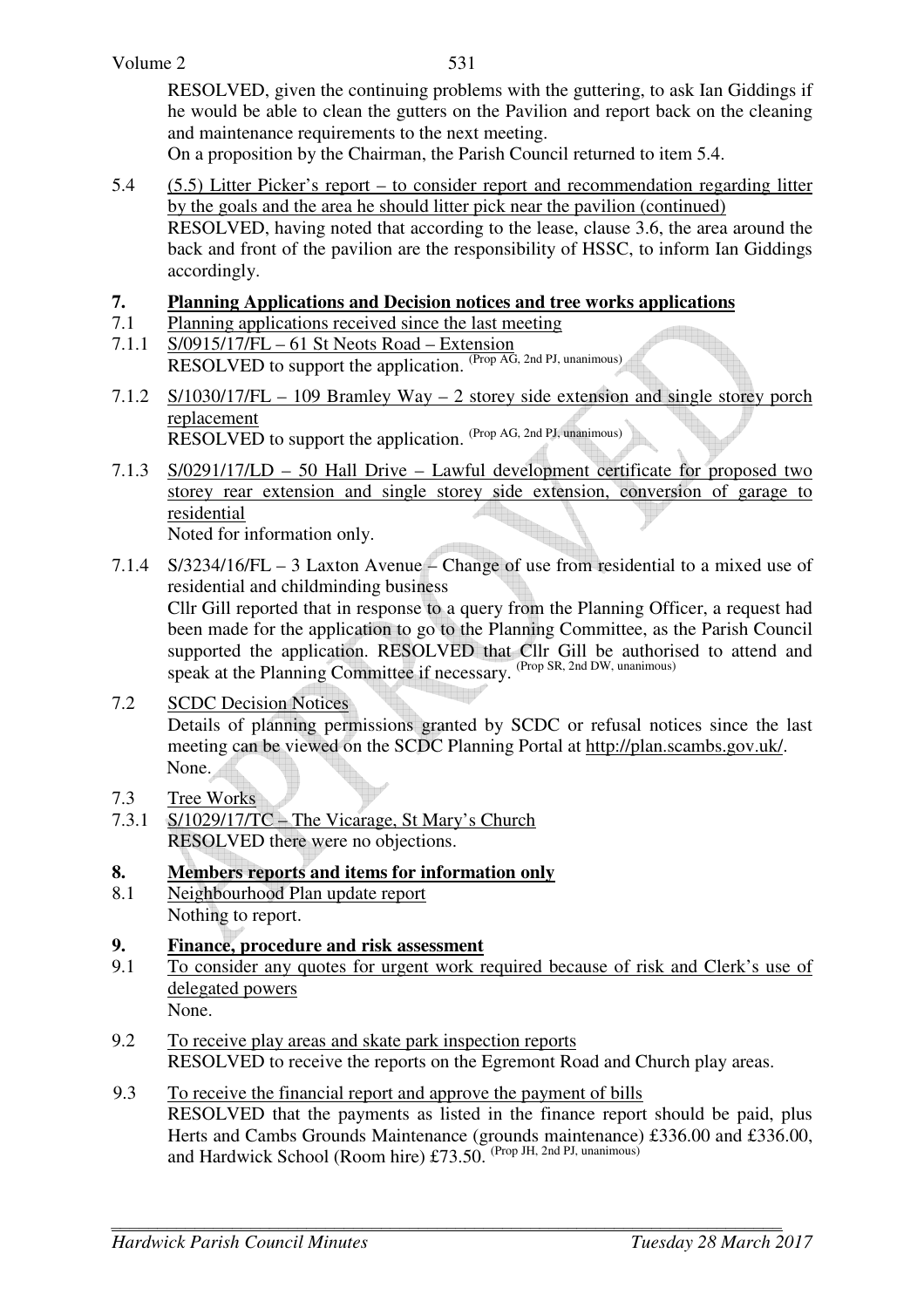RESOLVED, given the continuing problems with the guttering, to ask Ian Giddings if he would be able to clean the gutters on the Pavilion and report back on the cleaning and maintenance requirements to the next meeting.

On a proposition by the Chairman, the Parish Council returned to item 5.4.

5.4 (5.5) Litter Picker's report – to consider report and recommendation regarding litter by the goals and the area he should litter pick near the pavilion (continued)
RESOLVED, having noted that according to the lease, clause 3.6, the area around the back and front of the pavilion are the responsibility of HSSC, to inform Ian Giddings accordingly.

## 7. Planning Applications and Decision notices and tree works applications

7.1 Planning applications received since the last meeting

7.1.1 S/0915/17/FL – 61 St Neots Road – Extension
RESOLVED to support the application. (Prop AG, 2nd PJ, unanimous)

7.1.2 S/1030/17/FL – 109 Bramley Way – 2 storey side extension and single storey porch replacement
RESOLVED to support the application. (Prop AG, 2nd PJ, unanimous)

7.1.3 S/0291/17/LD – 50 Hall Drive – Lawful development certificate for proposed two storey rear extension and single storey side extension, conversion of garage to residential
Noted for information only.

7.1.4 S/3234/16/FL – 3 Laxton Avenue – Change of use from residential to a mixed use of residential and childminding business
Cllr Gill reported that in response to a query from the Planning Officer, a request had been made for the application to go to the Planning Committee, as the Parish Council supported the application. RESOLVED that Cllr Gill be authorised to attend and speak at the Planning Committee if necessary. (Prop SR, 2nd DW, unanimous)

7.2 SCDC Decision Notices
Details of planning permissions granted by SCDC or refusal notices since the last meeting can be viewed on the SCDC Planning Portal at http://plan.scambs.gov.uk/.
None.

7.3 Tree Works

7.3.1 S/1029/17/TC – The Vicarage, St Mary's Church
RESOLVED there were no objections.

## 8. Members reports and items for information only

8.1 Neighbourhood Plan update report
Nothing to report.

## 9. Finance, procedure and risk assessment

9.1 To consider any quotes for urgent work required because of risk and Clerk's use of delegated powers
None.

9.2 To receive play areas and skate park inspection reports
RESOLVED to receive the reports on the Egremont Road and Church play areas.

9.3 To receive the financial report and approve the payment of bills
RESOLVED that the payments as listed in the finance report should be paid, plus Herts and Cambs Grounds Maintenance (grounds maintenance) £336.00 and £336.00, and Hardwick School (Room hire) £73.50. (Prop JH, 2nd PJ, unanimous)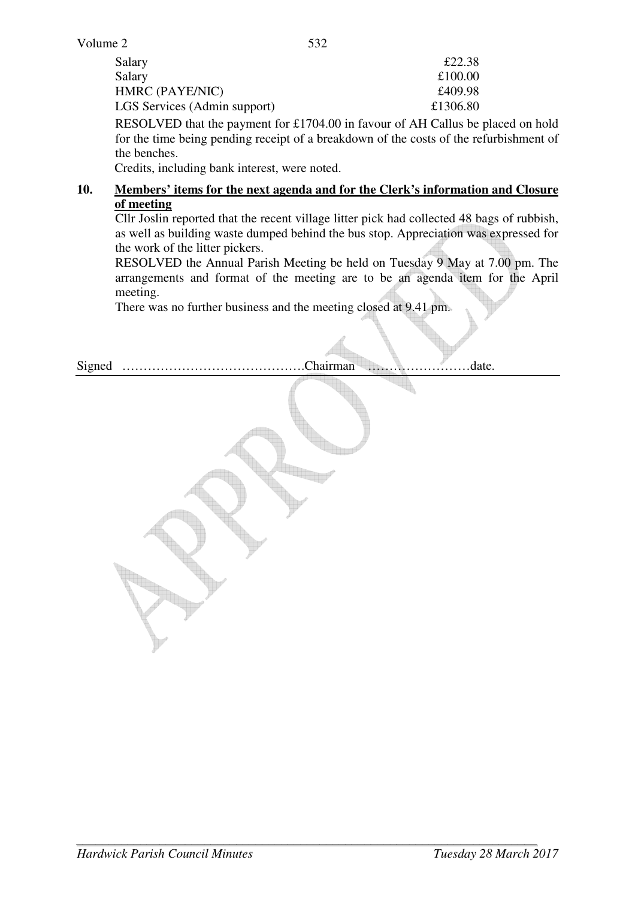| | |
|---|---|
| Salary | £22.38 |
| Salary | £100.00 |
| HMRC (PAYE/NIC) | £409.98 |
| LGS Services (Admin support) | £1306.80 |

RESOLVED that the payment for £1704.00 in favour of AH Callus be placed on hold for the time being pending receipt of a breakdown of the costs of the refurbishment of the benches.

Credits, including bank interest, were noted.

**10. <u>Members' items for the next agenda and for the Clerk's information and Closure of meeting</u>**

Cllr Joslin reported that the recent village litter pick had collected 48 bags of rubbish, as well as building waste dumped behind the bus stop. Appreciation was expressed for the work of the litter pickers.

RESOLVED the Annual Parish Meeting be held on Tuesday 9 May at 7.00 pm. The arrangements and format of the meeting are to be an agenda item for the April meeting.

There was no further business and the meeting closed at 9.41 pm.

Signed …………………………………….Chairman ……………………date.